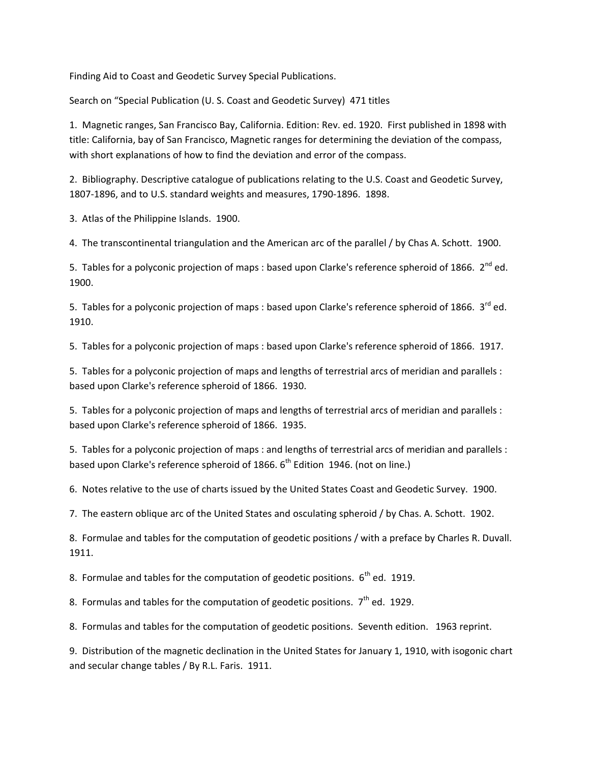Finding Aid to Coast and Geodetic Survey Special Publications.

Search on "Special Publication (U. S. Coast and Geodetic Survey) 471 titles

1. Magnetic ranges, San Francisco Bay, California. Edition: Rev. ed. 1920. First published in 1898 with title: California, bay of San Francisco, Magnetic ranges for determining the deviation of the compass, with short explanations of how to find the deviation and error of the compass.

2. Bibliography. Descriptive catalogue of publications relating to the U.S. Coast and Geodetic Survey, 1807-1896, and to U.S. standard weights and measures, 1790-1896. 1898.

3. Atlas of the Philippine Islands. 1900.

4. The transcontinental triangulation and the American arc of the parallel / by Chas A. Schott. 1900.

5. Tables for a polyconic projection of maps : based upon Clarke's reference spheroid of 1866. 2nd ed. 1900.

5. Tables for a polyconic projection of maps : based upon Clarke's reference spheroid of 1866. 3rd ed. 1910.

5. Tables for a polyconic projection of maps : based upon Clarke's reference spheroid of 1866. 1917.

5. Tables for a polyconic projection of maps and lengths of terrestrial arcs of meridian and parallels : based upon Clarke's reference spheroid of 1866. 1930.

5. Tables for a polyconic projection of maps and lengths of terrestrial arcs of meridian and parallels : based upon Clarke's reference spheroid of 1866. 1935.

5. Tables for a polyconic projection of maps : and lengths of terrestrial arcs of meridian and parallels : based upon Clarke's reference spheroid of 1866. 6th Edition 1946. (not on line.)

6. Notes relative to the use of charts issued by the United States Coast and Geodetic Survey. 1900.

7. The eastern oblique arc of the United States and osculating spheroid / by Chas. A. Schott. 1902.

8. Formulae and tables for the computation of geodetic positions / with a preface by Charles R. Duvall. 1911.

8. Formulae and tables for the computation of geodetic positions. 6th ed. 1919.

8. Formulas and tables for the computation of geodetic positions. 7th ed. 1929.

8. Formulas and tables for the computation of geodetic positions. Seventh edition. 1963 reprint.

9. Distribution of the magnetic declination in the United States for January 1, 1910, with isogonic chart and secular change tables / By R.L. Faris. 1911.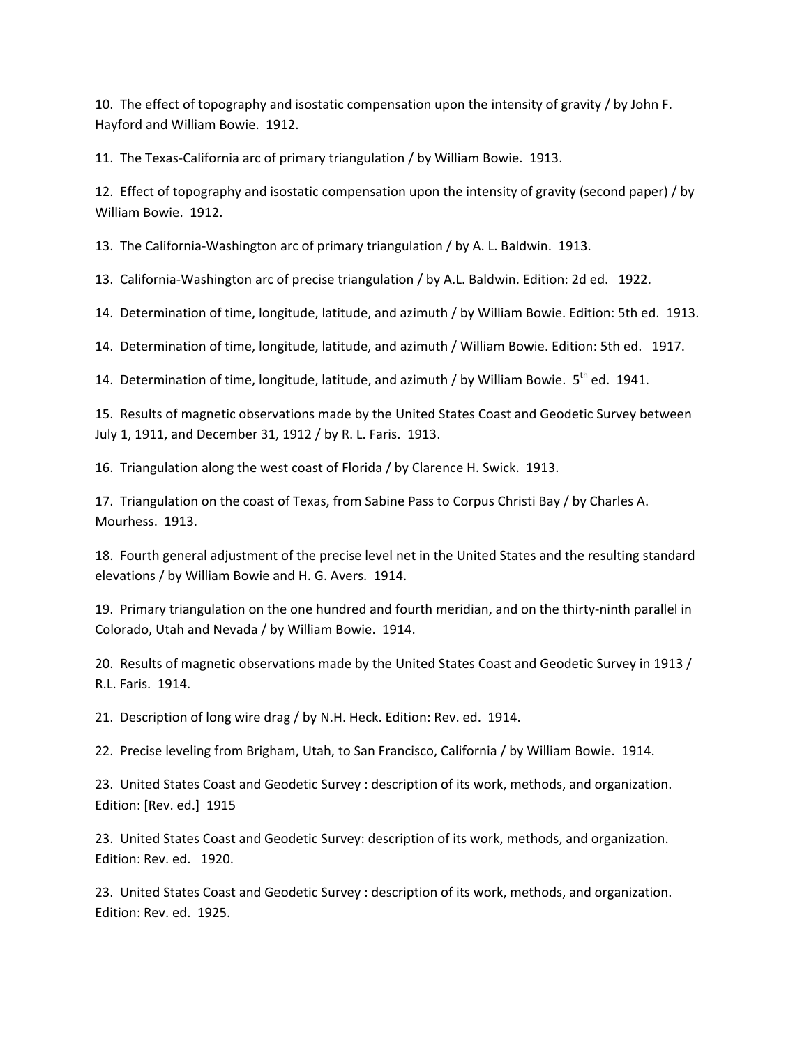10. The effect of topography and isostatic compensation upon the intensity of gravity / by John F. Hayford and William Bowie. 1912.

11. The Texas-California arc of primary triangulation / by William Bowie. 1913.

12. Effect of topography and isostatic compensation upon the intensity of gravity (second paper) / by William Bowie. 1912.

13. The California-Washington arc of primary triangulation / by A. L. Baldwin. 1913.

13. California-Washington arc of precise triangulation / by A.L. Baldwin. Edition: 2d ed. 1922.

14. Determination of time, longitude, latitude, and azimuth / by William Bowie. Edition: 5th ed. 1913.

14. Determination of time, longitude, latitude, and azimuth / William Bowie. Edition: 5th ed. 1917.

14. Determination of time, longitude, latitude, and azimuth / by William Bowie. 5th ed. 1941.

15. Results of magnetic observations made by the United States Coast and Geodetic Survey between July 1, 1911, and December 31, 1912 / by R. L. Faris. 1913.

16. Triangulation along the west coast of Florida / by Clarence H. Swick. 1913.

17. Triangulation on the coast of Texas, from Sabine Pass to Corpus Christi Bay / by Charles A. Mourhess. 1913.

18. Fourth general adjustment of the precise level net in the United States and the resulting standard elevations / by William Bowie and H. G. Avers. 1914.

19. Primary triangulation on the one hundred and fourth meridian, and on the thirty-ninth parallel in Colorado, Utah and Nevada / by William Bowie. 1914.

20. Results of magnetic observations made by the United States Coast and Geodetic Survey in 1913 / R.L. Faris. 1914.

21. Description of long wire drag / by N.H. Heck. Edition: Rev. ed. 1914.

22. Precise leveling from Brigham, Utah, to San Francisco, California / by William Bowie. 1914.

23. United States Coast and Geodetic Survey : description of its work, methods, and organization. Edition: [Rev. ed.] 1915

23. United States Coast and Geodetic Survey: description of its work, methods, and organization. Edition: Rev. ed. 1920.

23. United States Coast and Geodetic Survey : description of its work, methods, and organization. Edition: Rev. ed. 1925.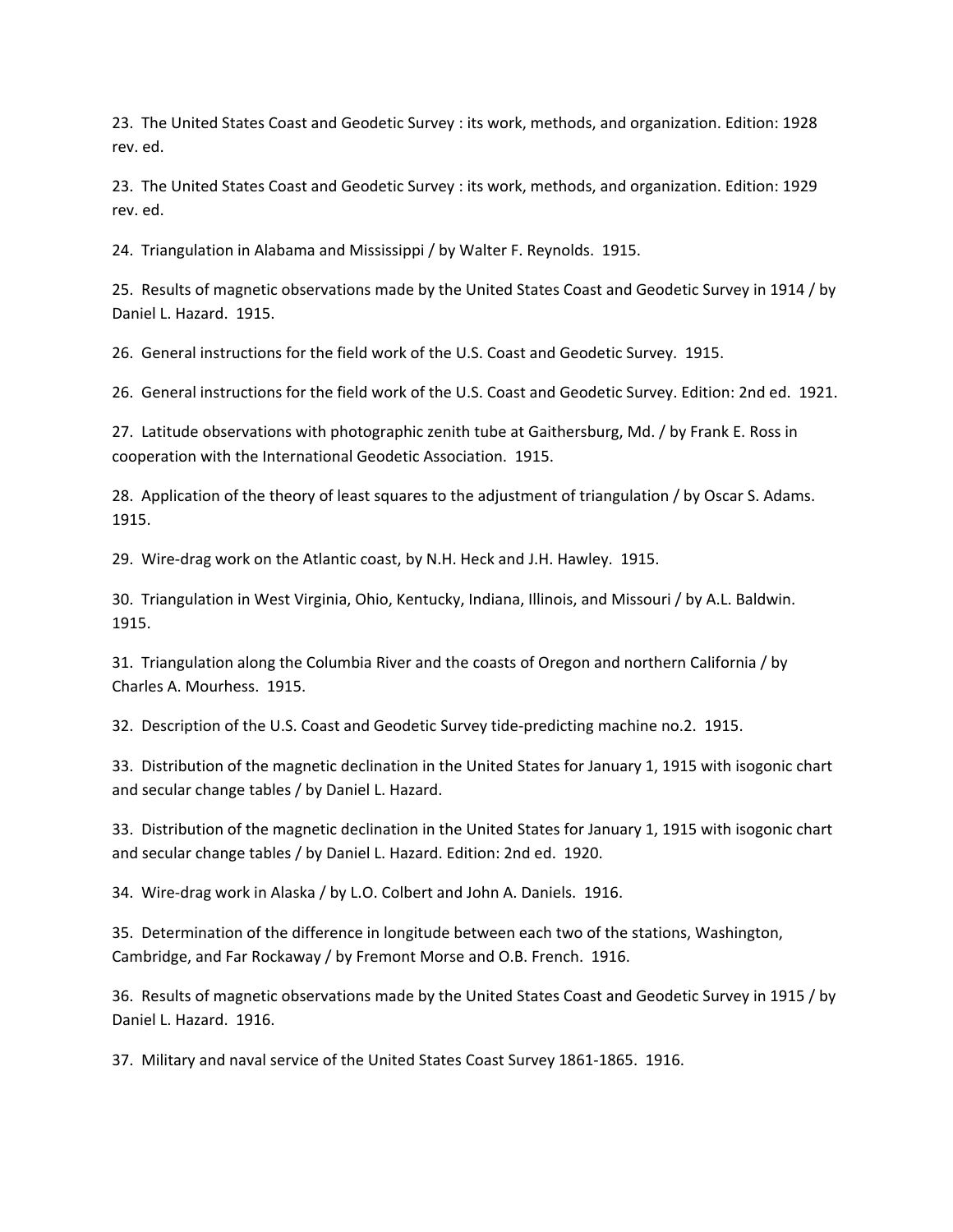23. The United States Coast and Geodetic Survey : its work, methods, and organization. Edition: 1928 rev. ed.

23. The United States Coast and Geodetic Survey : its work, methods, and organization. Edition: 1929 rev. ed.

24. Triangulation in Alabama and Mississippi / by Walter F. Reynolds. 1915.

25. Results of magnetic observations made by the United States Coast and Geodetic Survey in 1914 / by Daniel L. Hazard. 1915.

26. General instructions for the field work of the U.S. Coast and Geodetic Survey. 1915.

26. General instructions for the field work of the U.S. Coast and Geodetic Survey. Edition: 2nd ed. 1921.

27. Latitude observations with photographic zenith tube at Gaithersburg, Md. / by Frank E. Ross in cooperation with the International Geodetic Association. 1915.

28. Application of the theory of least squares to the adjustment of triangulation / by Oscar S. Adams. 1915.

29. Wire-drag work on the Atlantic coast, by N.H. Heck and J.H. Hawley. 1915.

30. Triangulation in West Virginia, Ohio, Kentucky, Indiana, Illinois, and Missouri / by A.L. Baldwin. 1915.

31. Triangulation along the Columbia River and the coasts of Oregon and northern California / by Charles A. Mourhess. 1915.

32. Description of the U.S. Coast and Geodetic Survey tide-predicting machine no.2. 1915.

33. Distribution of the magnetic declination in the United States for January 1, 1915 with isogonic chart and secular change tables / by Daniel L. Hazard.

33. Distribution of the magnetic declination in the United States for January 1, 1915 with isogonic chart and secular change tables / by Daniel L. Hazard. Edition: 2nd ed. 1920.

34. Wire-drag work in Alaska / by L.O. Colbert and John A. Daniels. 1916.

35. Determination of the difference in longitude between each two of the stations, Washington, Cambridge, and Far Rockaway / by Fremont Morse and O.B. French. 1916.

36. Results of magnetic observations made by the United States Coast and Geodetic Survey in 1915 / by Daniel L. Hazard. 1916.

37. Military and naval service of the United States Coast Survey 1861-1865. 1916.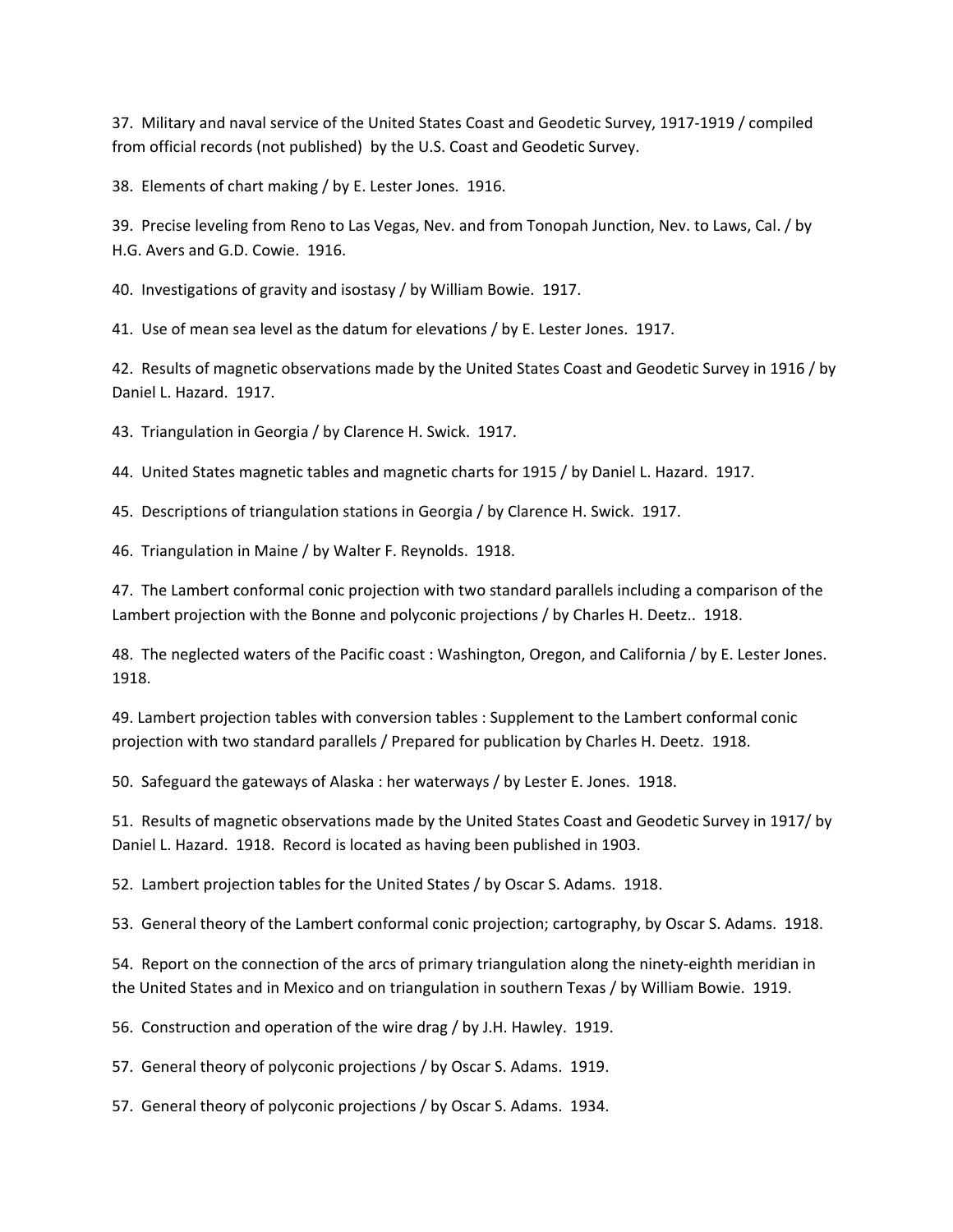37. Military and naval service of the United States Coast and Geodetic Survey, 1917-1919 / compiled from official records (not published) by the U.S. Coast and Geodetic Survey.

38. Elements of chart making / by E. Lester Jones. 1916.

39. Precise leveling from Reno to Las Vegas, Nev. and from Tonopah Junction, Nev. to Laws, Cal. / by H.G. Avers and G.D. Cowie. 1916.

40. Investigations of gravity and isostasy / by William Bowie. 1917.

41. Use of mean sea level as the datum for elevations / by E. Lester Jones. 1917.

42. Results of magnetic observations made by the United States Coast and Geodetic Survey in 1916 / by Daniel L. Hazard. 1917.

43. Triangulation in Georgia / by Clarence H. Swick. 1917.

44. United States magnetic tables and magnetic charts for 1915 / by Daniel L. Hazard. 1917.

45. Descriptions of triangulation stations in Georgia / by Clarence H. Swick. 1917.

46. Triangulation in Maine / by Walter F. Reynolds. 1918.

47. The Lambert conformal conic projection with two standard parallels including a comparison of the Lambert projection with the Bonne and polyconic projections / by Charles H. Deetz.. 1918.

48. The neglected waters of the Pacific coast : Washington, Oregon, and California / by E. Lester Jones. 1918.

49. Lambert projection tables with conversion tables : Supplement to the Lambert conformal conic projection with two standard parallels / Prepared for publication by Charles H. Deetz. 1918.

50. Safeguard the gateways of Alaska : her waterways / by Lester E. Jones. 1918.

51. Results of magnetic observations made by the United States Coast and Geodetic Survey in 1917/ by Daniel L. Hazard. 1918. Record is located as having been published in 1903.

52. Lambert projection tables for the United States / by Oscar S. Adams. 1918.

53. General theory of the Lambert conformal conic projection; cartography, by Oscar S. Adams. 1918.

54. Report on the connection of the arcs of primary triangulation along the ninety-eighth meridian in the United States and in Mexico and on triangulation in southern Texas / by William Bowie. 1919.

56. Construction and operation of the wire drag / by J.H. Hawley. 1919.

57. General theory of polyconic projections / by Oscar S. Adams. 1919.

57. General theory of polyconic projections / by Oscar S. Adams. 1934.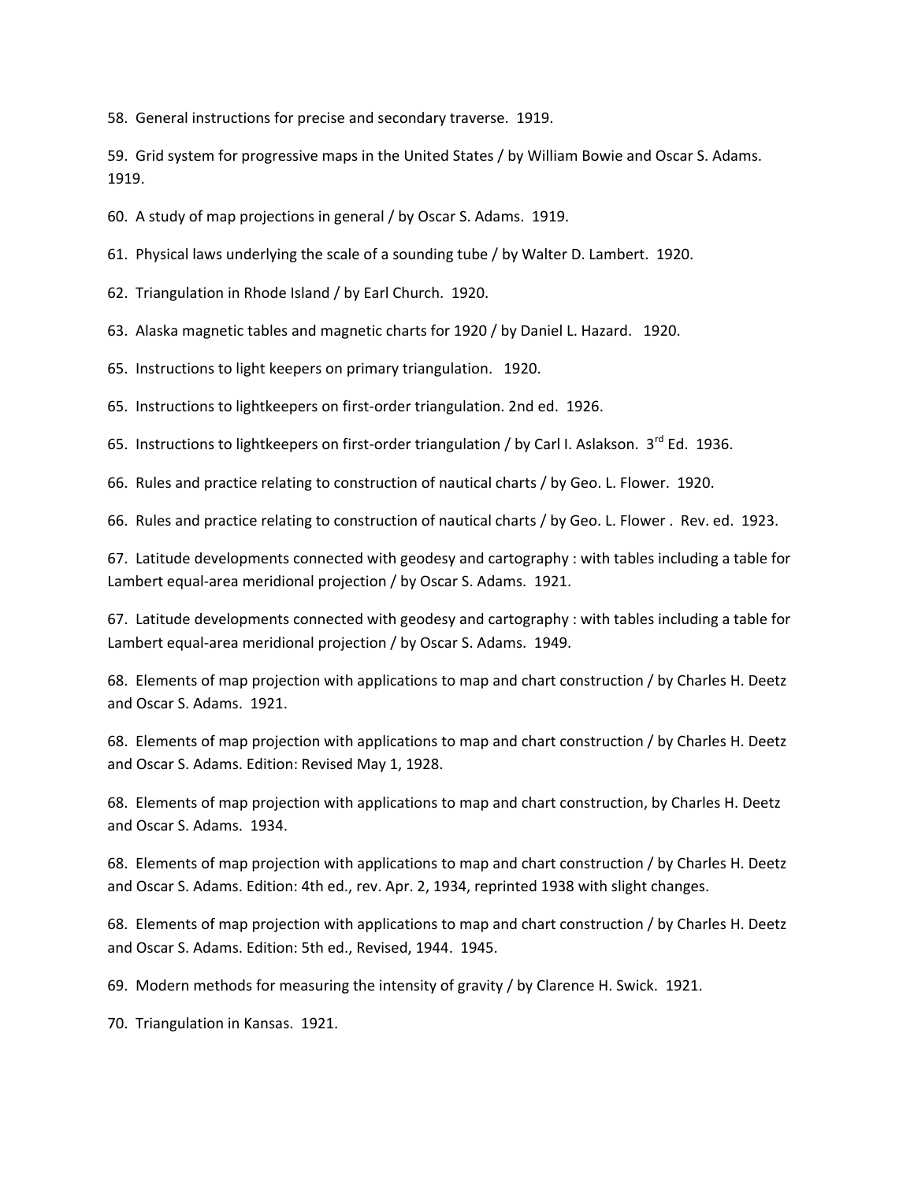58. General instructions for precise and secondary traverse. 1919.

59. Grid system for progressive maps in the United States / by William Bowie and Oscar S. Adams. 1919.

60. A study of map projections in general / by Oscar S. Adams. 1919.

61. Physical laws underlying the scale of a sounding tube / by Walter D. Lambert. 1920.

62. Triangulation in Rhode Island / by Earl Church. 1920.

63. Alaska magnetic tables and magnetic charts for 1920 / by Daniel L. Hazard. 1920.

65. Instructions to light keepers on primary triangulation. 1920.

65. Instructions to lightkeepers on first-order triangulation. 2nd ed. 1926.

65. Instructions to lightkeepers on first-order triangulation / by Carl I. Aslakson. 3rd Ed. 1936.

66. Rules and practice relating to construction of nautical charts / by Geo. L. Flower. 1920.

66. Rules and practice relating to construction of nautical charts / by Geo. L. Flower . Rev. ed. 1923.

67. Latitude developments connected with geodesy and cartography : with tables including a table for Lambert equal-area meridional projection / by Oscar S. Adams. 1921.

67. Latitude developments connected with geodesy and cartography : with tables including a table for Lambert equal-area meridional projection / by Oscar S. Adams. 1949.

68. Elements of map projection with applications to map and chart construction / by Charles H. Deetz and Oscar S. Adams. 1921.

68. Elements of map projection with applications to map and chart construction / by Charles H. Deetz and Oscar S. Adams. Edition: Revised May 1, 1928.

68. Elements of map projection with applications to map and chart construction, by Charles H. Deetz and Oscar S. Adams. 1934.

68. Elements of map projection with applications to map and chart construction / by Charles H. Deetz and Oscar S. Adams. Edition: 4th ed., rev. Apr. 2, 1934, reprinted 1938 with slight changes.

68. Elements of map projection with applications to map and chart construction / by Charles H. Deetz and Oscar S. Adams. Edition: 5th ed., Revised, 1944. 1945.

69. Modern methods for measuring the intensity of gravity / by Clarence H. Swick. 1921.

70. Triangulation in Kansas. 1921.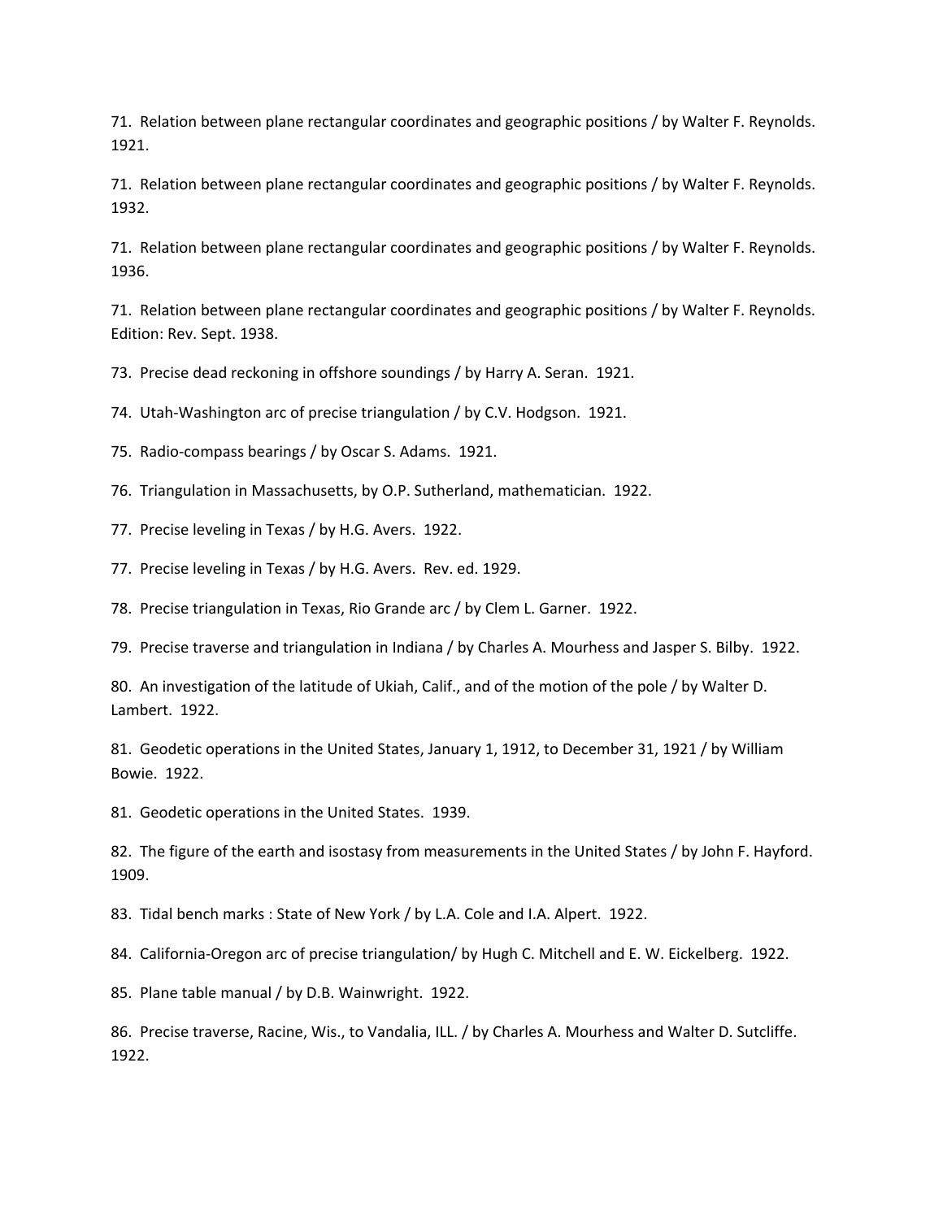71. Relation between plane rectangular coordinates and geographic positions / by Walter F. Reynolds. 1921.

71. Relation between plane rectangular coordinates and geographic positions / by Walter F. Reynolds. 1932.

71. Relation between plane rectangular coordinates and geographic positions / by Walter F. Reynolds. 1936.

71. Relation between plane rectangular coordinates and geographic positions / by Walter F. Reynolds. Edition: Rev. Sept. 1938.

73. Precise dead reckoning in offshore soundings / by Harry A. Seran. 1921.

74. Utah-Washington arc of precise triangulation / by C.V. Hodgson. 1921.

75. Radio-compass bearings / by Oscar S. Adams. 1921.

76. Triangulation in Massachusetts, by O.P. Sutherland, mathematician. 1922.

77. Precise leveling in Texas / by H.G. Avers. 1922.

77. Precise leveling in Texas / by H.G. Avers. Rev. ed. 1929.

78. Precise triangulation in Texas, Rio Grande arc / by Clem L. Garner. 1922.

79. Precise traverse and triangulation in Indiana / by Charles A. Mourhess and Jasper S. Bilby. 1922.

80. An investigation of the latitude of Ukiah, Calif., and of the motion of the pole / by Walter D. Lambert. 1922.

81. Geodetic operations in the United States, January 1, 1912, to December 31, 1921 / by William Bowie. 1922.

81. Geodetic operations in the United States. 1939.

82. The figure of the earth and isostasy from measurements in the United States / by John F. Hayford. 1909.

83. Tidal bench marks : State of New York / by L.A. Cole and I.A. Alpert. 1922.

84. California-Oregon arc of precise triangulation/ by Hugh C. Mitchell and E. W. Eickelberg. 1922.

85. Plane table manual / by D.B. Wainwright. 1922.

86. Precise traverse, Racine, Wis., to Vandalia, ILL. / by Charles A. Mourhess and Walter D. Sutcliffe. 1922.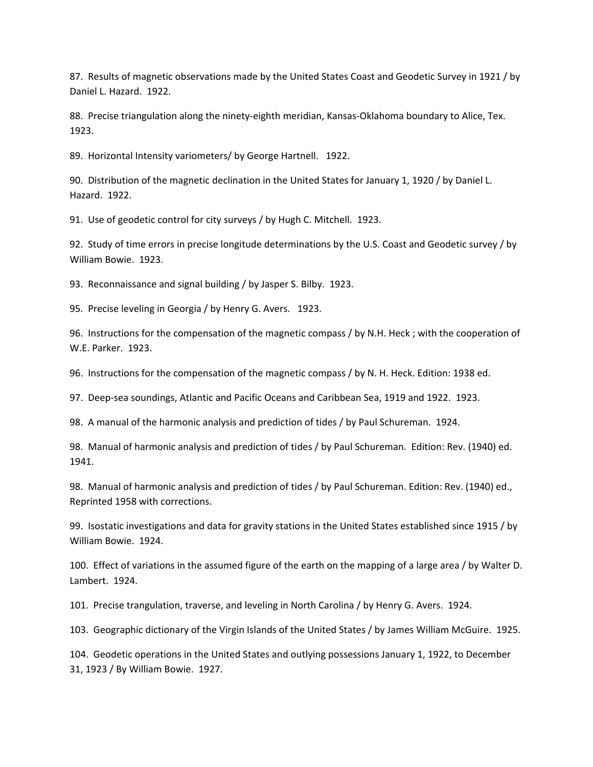87. Results of magnetic observations made by the United States Coast and Geodetic Survey in 1921 / by Daniel L. Hazard. 1922.

88. Precise triangulation along the ninety-eighth meridian, Kansas-Oklahoma boundary to Alice, Tex. 1923.

89. Horizontal Intensity variometers/ by George Hartnell. 1922.

90. Distribution of the magnetic declination in the United States for January 1, 1920 / by Daniel L. Hazard. 1922.

91. Use of geodetic control for city surveys / by Hugh C. Mitchell. 1923.

92. Study of time errors in precise longitude determinations by the U.S. Coast and Geodetic survey / by William Bowie. 1923.

93. Reconnaissance and signal building / by Jasper S. Bilby. 1923.

95. Precise leveling in Georgia / by Henry G. Avers. 1923.

96. Instructions for the compensation of the magnetic compass / by N.H. Heck ; with the cooperation of W.E. Parker. 1923.

96. Instructions for the compensation of the magnetic compass / by N. H. Heck. Edition: 1938 ed.

97. Deep-sea soundings, Atlantic and Pacific Oceans and Caribbean Sea, 1919 and 1922. 1923.

98. A manual of the harmonic analysis and prediction of tides / by Paul Schureman. 1924.

98. Manual of harmonic analysis and prediction of tides / by Paul Schureman. Edition: Rev. (1940) ed. 1941.

98. Manual of harmonic analysis and prediction of tides / by Paul Schureman. Edition: Rev. (1940) ed., Reprinted 1958 with corrections.

99. Isostatic investigations and data for gravity stations in the United States established since 1915 / by William Bowie. 1924.

100. Effect of variations in the assumed figure of the earth on the mapping of a large area / by Walter D. Lambert. 1924.

101. Precise trangulation, traverse, and leveling in North Carolina / by Henry G. Avers. 1924.

103. Geographic dictionary of the Virgin Islands of the United States / by James William McGuire. 1925.

104. Geodetic operations in the United States and outlying possessions January 1, 1922, to December 31, 1923 / By William Bowie. 1927.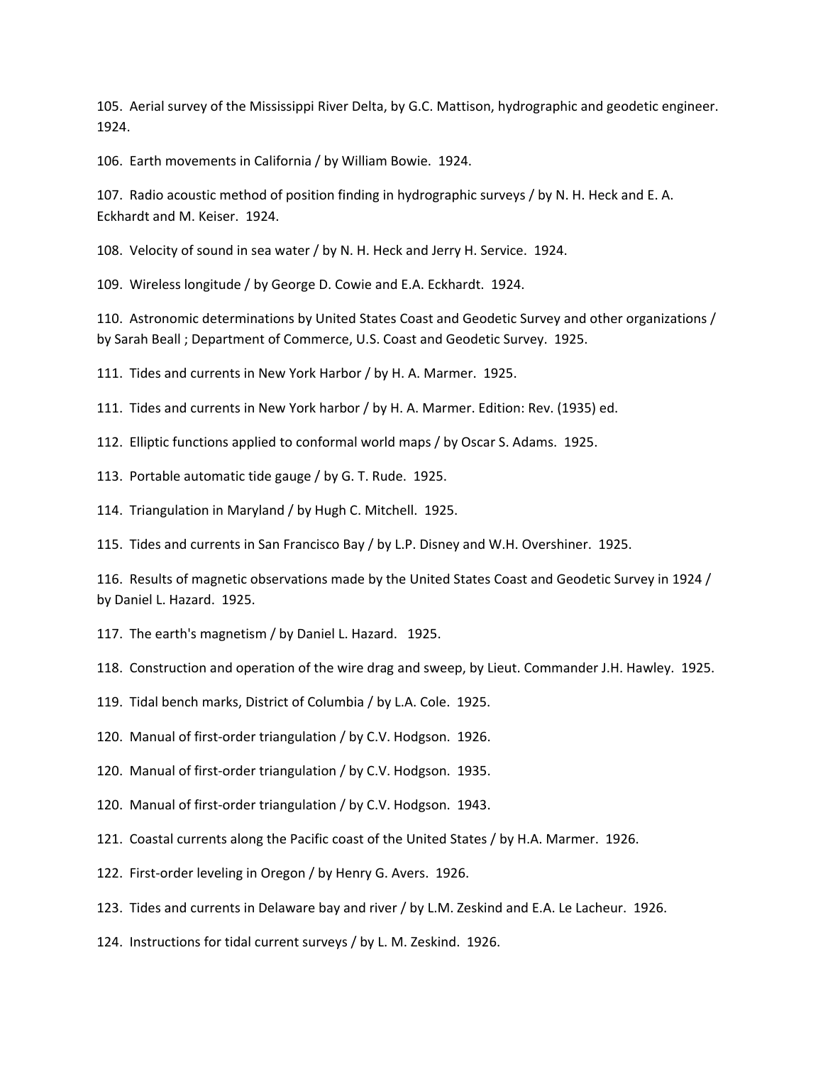105. Aerial survey of the Mississippi River Delta, by G.C. Mattison, hydrographic and geodetic engineer. 1924.

106. Earth movements in California / by William Bowie. 1924.

107. Radio acoustic method of position finding in hydrographic surveys / by N. H. Heck and E. A. Eckhardt and M. Keiser. 1924.

108. Velocity of sound in sea water / by N. H. Heck and Jerry H. Service. 1924.

109. Wireless longitude / by George D. Cowie and E.A. Eckhardt. 1924.

110. Astronomic determinations by United States Coast and Geodetic Survey and other organizations / by Sarah Beall ; Department of Commerce, U.S. Coast and Geodetic Survey. 1925.

111. Tides and currents in New York Harbor / by H. A. Marmer. 1925.

111. Tides and currents in New York harbor / by H. A. Marmer. Edition: Rev. (1935) ed.

112. Elliptic functions applied to conformal world maps / by Oscar S. Adams. 1925.

113. Portable automatic tide gauge / by G. T. Rude. 1925.

114. Triangulation in Maryland / by Hugh C. Mitchell. 1925.

115. Tides and currents in San Francisco Bay / by L.P. Disney and W.H. Overshiner. 1925.

116. Results of magnetic observations made by the United States Coast and Geodetic Survey in 1924 / by Daniel L. Hazard. 1925.

117. The earth's magnetism / by Daniel L. Hazard. 1925.

118. Construction and operation of the wire drag and sweep, by Lieut. Commander J.H. Hawley. 1925.

119. Tidal bench marks, District of Columbia / by L.A. Cole. 1925.

120. Manual of first-order triangulation / by C.V. Hodgson. 1926.

120. Manual of first-order triangulation / by C.V. Hodgson. 1935.

120. Manual of first-order triangulation / by C.V. Hodgson. 1943.

121. Coastal currents along the Pacific coast of the United States / by H.A. Marmer. 1926.

122. First-order leveling in Oregon / by Henry G. Avers. 1926.

123. Tides and currents in Delaware bay and river / by L.M. Zeskind and E.A. Le Lacheur. 1926.

124. Instructions for tidal current surveys / by L. M. Zeskind. 1926.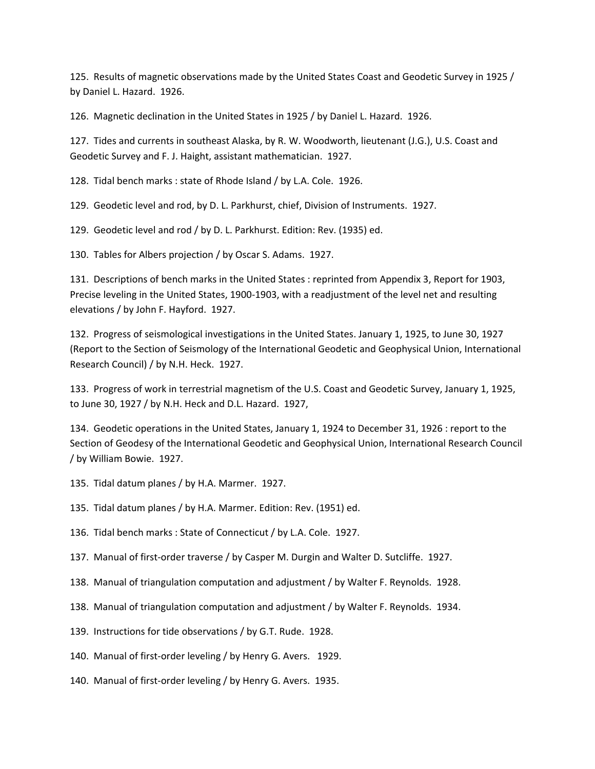125. Results of magnetic observations made by the United States Coast and Geodetic Survey in 1925 / by Daniel L. Hazard. 1926.

126. Magnetic declination in the United States in 1925 / by Daniel L. Hazard. 1926.

127. Tides and currents in southeast Alaska, by R. W. Woodworth, lieutenant (J.G.), U.S. Coast and Geodetic Survey and F. J. Haight, assistant mathematician. 1927.

128. Tidal bench marks : state of Rhode Island / by L.A. Cole. 1926.

129. Geodetic level and rod, by D. L. Parkhurst, chief, Division of Instruments. 1927.

129. Geodetic level and rod / by D. L. Parkhurst. Edition: Rev. (1935) ed.

130. Tables for Albers projection / by Oscar S. Adams. 1927.

131. Descriptions of bench marks in the United States : reprinted from Appendix 3, Report for 1903, Precise leveling in the United States, 1900-1903, with a readjustment of the level net and resulting elevations / by John F. Hayford. 1927.

132. Progress of seismological investigations in the United States. January 1, 1925, to June 30, 1927 (Report to the Section of Seismology of the International Geodetic and Geophysical Union, International Research Council) / by N.H. Heck. 1927.

133. Progress of work in terrestrial magnetism of the U.S. Coast and Geodetic Survey, January 1, 1925, to June 30, 1927 / by N.H. Heck and D.L. Hazard. 1927,

134. Geodetic operations in the United States, January 1, 1924 to December 31, 1926 : report to the Section of Geodesy of the International Geodetic and Geophysical Union, International Research Council / by William Bowie. 1927.

135. Tidal datum planes / by H.A. Marmer. 1927.

135. Tidal datum planes / by H.A. Marmer. Edition: Rev. (1951) ed.

136. Tidal bench marks : State of Connecticut / by L.A. Cole. 1927.

137. Manual of first-order traverse / by Casper M. Durgin and Walter D. Sutcliffe. 1927.

138. Manual of triangulation computation and adjustment / by Walter F. Reynolds. 1928.

138. Manual of triangulation computation and adjustment / by Walter F. Reynolds. 1934.

139. Instructions for tide observations / by G.T. Rude. 1928.

140. Manual of first-order leveling / by Henry G. Avers. 1929.

140. Manual of first-order leveling / by Henry G. Avers. 1935.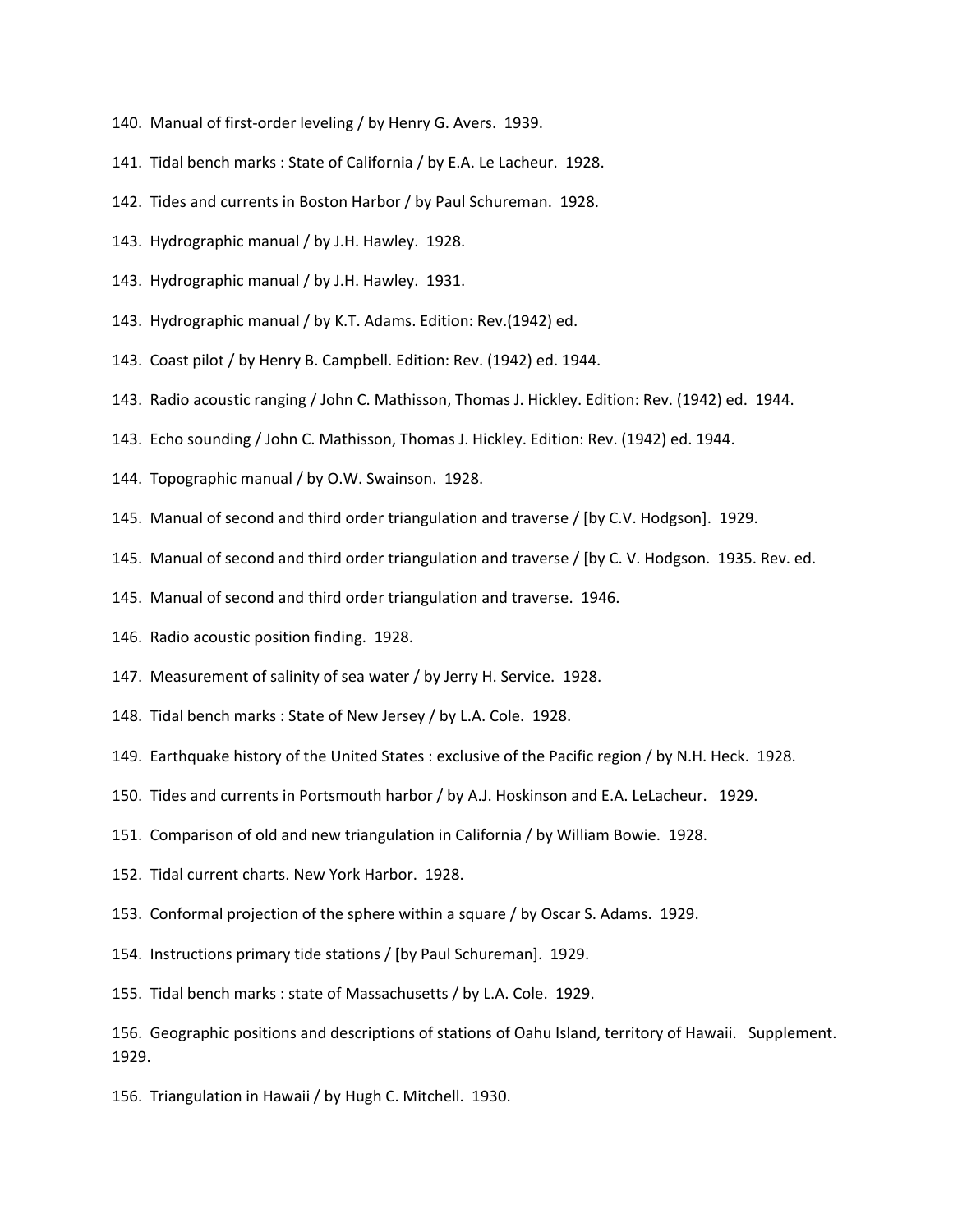140. Manual of first-order leveling / by Henry G. Avers. 1939.

141. Tidal bench marks : State of California / by E.A. Le Lacheur. 1928.

142. Tides and currents in Boston Harbor / by Paul Schureman. 1928.

143. Hydrographic manual / by J.H. Hawley. 1928.

143. Hydrographic manual / by J.H. Hawley. 1931.

143. Hydrographic manual / by K.T. Adams. Edition: Rev.(1942) ed.

143. Coast pilot / by Henry B. Campbell. Edition: Rev. (1942) ed. 1944.

143. Radio acoustic ranging / John C. Mathisson, Thomas J. Hickley. Edition: Rev. (1942) ed. 1944.

143. Echo sounding / John C. Mathisson, Thomas J. Hickley. Edition: Rev. (1942) ed. 1944.

144. Topographic manual / by O.W. Swainson. 1928.

145. Manual of second and third order triangulation and traverse / [by C.V. Hodgson]. 1929.

145. Manual of second and third order triangulation and traverse / [by C. V. Hodgson. 1935. Rev. ed.

145. Manual of second and third order triangulation and traverse. 1946.

146. Radio acoustic position finding. 1928.

147. Measurement of salinity of sea water / by Jerry H. Service. 1928.

148. Tidal bench marks : State of New Jersey / by L.A. Cole. 1928.

149. Earthquake history of the United States : exclusive of the Pacific region / by N.H. Heck. 1928.

150. Tides and currents in Portsmouth harbor / by A.J. Hoskinson and E.A. LeLacheur. 1929.

151. Comparison of old and new triangulation in California / by William Bowie. 1928.

152. Tidal current charts. New York Harbor. 1928.

153. Conformal projection of the sphere within a square / by Oscar S. Adams. 1929.

154. Instructions primary tide stations / [by Paul Schureman]. 1929.

155. Tidal bench marks : state of Massachusetts / by L.A. Cole. 1929.

156. Geographic positions and descriptions of stations of Oahu Island, territory of Hawaii. Supplement. 1929.

156. Triangulation in Hawaii / by Hugh C. Mitchell. 1930.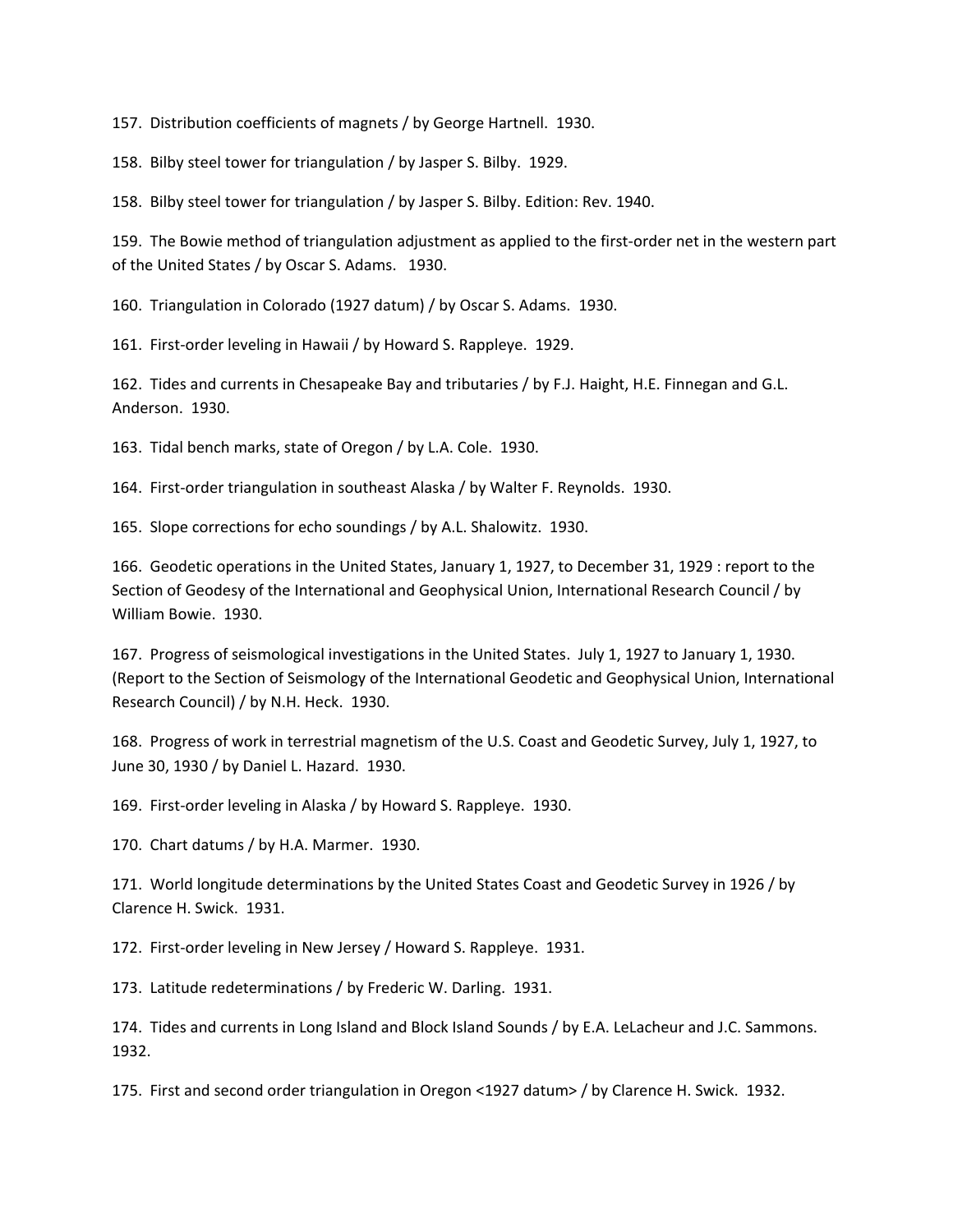157. Distribution coefficients of magnets / by George Hartnell. 1930.

158. Bilby steel tower for triangulation / by Jasper S. Bilby. 1929.

158. Bilby steel tower for triangulation / by Jasper S. Bilby. Edition: Rev. 1940.

159. The Bowie method of triangulation adjustment as applied to the first-order net in the western part of the United States / by Oscar S. Adams. 1930.

160. Triangulation in Colorado (1927 datum) / by Oscar S. Adams. 1930.

161. First-order leveling in Hawaii / by Howard S. Rappleye. 1929.

162. Tides and currents in Chesapeake Bay and tributaries / by F.J. Haight, H.E. Finnegan and G.L. Anderson. 1930.

163. Tidal bench marks, state of Oregon / by L.A. Cole. 1930.

164. First-order triangulation in southeast Alaska / by Walter F. Reynolds. 1930.

165. Slope corrections for echo soundings / by A.L. Shalowitz. 1930.

166. Geodetic operations in the United States, January 1, 1927, to December 31, 1929 : report to the Section of Geodesy of the International and Geophysical Union, International Research Council / by William Bowie. 1930.

167. Progress of seismological investigations in the United States. July 1, 1927 to January 1, 1930. (Report to the Section of Seismology of the International Geodetic and Geophysical Union, International Research Council) / by N.H. Heck. 1930.

168. Progress of work in terrestrial magnetism of the U.S. Coast and Geodetic Survey, July 1, 1927, to June 30, 1930 / by Daniel L. Hazard. 1930.

169. First-order leveling in Alaska / by Howard S. Rappleye. 1930.

170. Chart datums / by H.A. Marmer. 1930.

171. World longitude determinations by the United States Coast and Geodetic Survey in 1926 / by Clarence H. Swick. 1931.

172. First-order leveling in New Jersey / Howard S. Rappleye. 1931.

173. Latitude redeterminations / by Frederic W. Darling. 1931.

174. Tides and currents in Long Island and Block Island Sounds / by E.A. LeLacheur and J.C. Sammons. 1932.

175. First and second order triangulation in Oregon <1927 datum> / by Clarence H. Swick. 1932.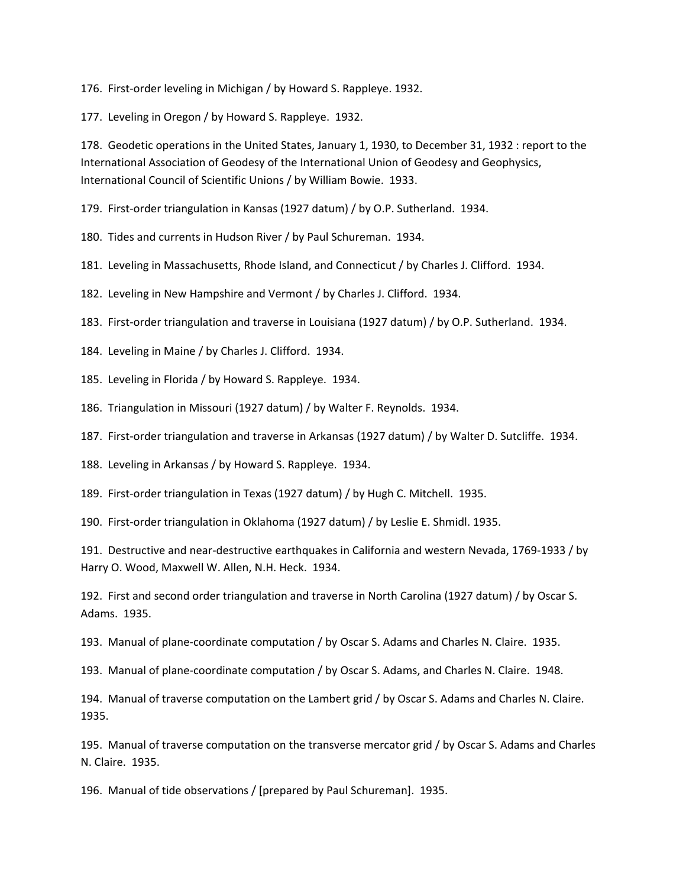176. First-order leveling in Michigan / by Howard S. Rappleye. 1932.

177. Leveling in Oregon / by Howard S. Rappleye. 1932.

178. Geodetic operations in the United States, January 1, 1930, to December 31, 1932 : report to the International Association of Geodesy of the International Union of Geodesy and Geophysics, International Council of Scientific Unions / by William Bowie. 1933.

179. First-order triangulation in Kansas (1927 datum) / by O.P. Sutherland. 1934.

180. Tides and currents in Hudson River / by Paul Schureman. 1934.

181. Leveling in Massachusetts, Rhode Island, and Connecticut / by Charles J. Clifford. 1934.

182. Leveling in New Hampshire and Vermont / by Charles J. Clifford. 1934.

183. First-order triangulation and traverse in Louisiana (1927 datum) / by O.P. Sutherland. 1934.

184. Leveling in Maine / by Charles J. Clifford. 1934.

185. Leveling in Florida / by Howard S. Rappleye. 1934.

186. Triangulation in Missouri (1927 datum) / by Walter F. Reynolds. 1934.

187. First-order triangulation and traverse in Arkansas (1927 datum) / by Walter D. Sutcliffe. 1934.

188. Leveling in Arkansas / by Howard S. Rappleye. 1934.

189. First-order triangulation in Texas (1927 datum) / by Hugh C. Mitchell. 1935.

190. First-order triangulation in Oklahoma (1927 datum) / by Leslie E. Shmidl. 1935.

191. Destructive and near-destructive earthquakes in California and western Nevada, 1769-1933 / by Harry O. Wood, Maxwell W. Allen, N.H. Heck. 1934.

192. First and second order triangulation and traverse in North Carolina (1927 datum) / by Oscar S. Adams. 1935.

193. Manual of plane-coordinate computation / by Oscar S. Adams and Charles N. Claire. 1935.

193. Manual of plane-coordinate computation / by Oscar S. Adams, and Charles N. Claire. 1948.

194. Manual of traverse computation on the Lambert grid / by Oscar S. Adams and Charles N. Claire. 1935.

195. Manual of traverse computation on the transverse mercator grid / by Oscar S. Adams and Charles N. Claire. 1935.

196. Manual of tide observations / [prepared by Paul Schureman]. 1935.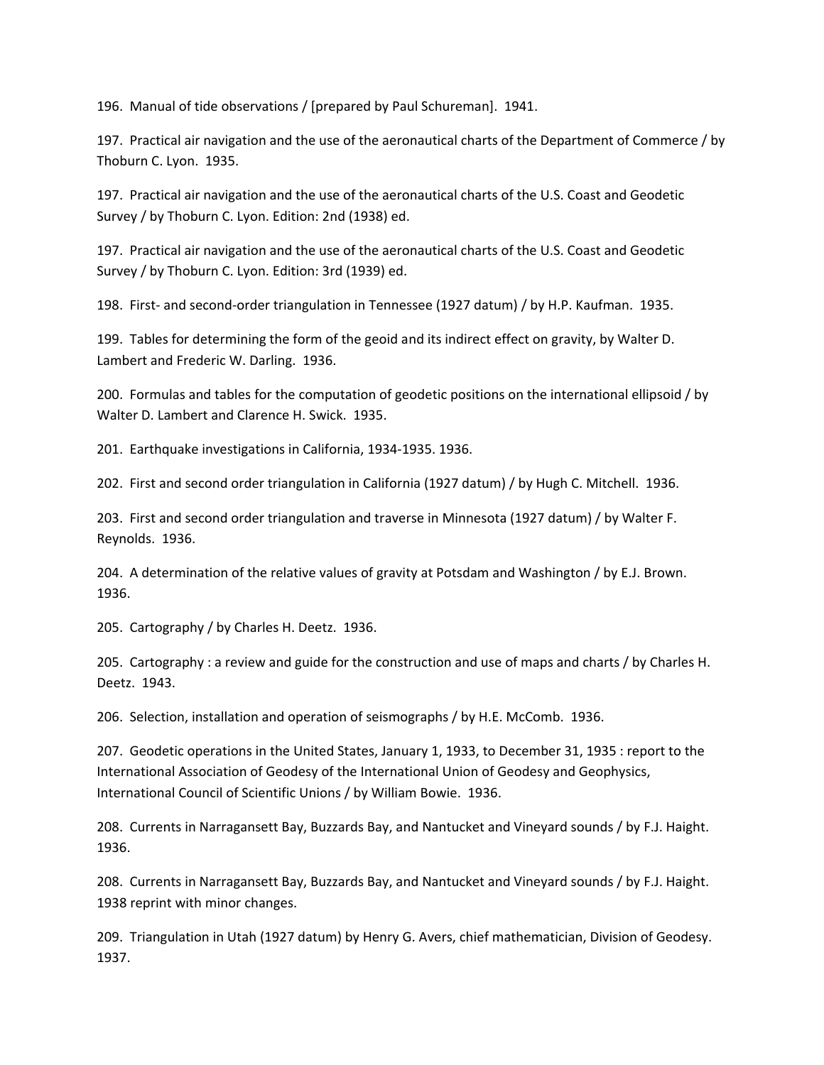196. Manual of tide observations / [prepared by Paul Schureman]. 1941.

197. Practical air navigation and the use of the aeronautical charts of the Department of Commerce / by Thoburn C. Lyon. 1935.

197. Practical air navigation and the use of the aeronautical charts of the U.S. Coast and Geodetic Survey / by Thoburn C. Lyon. Edition: 2nd (1938) ed.

197. Practical air navigation and the use of the aeronautical charts of the U.S. Coast and Geodetic Survey / by Thoburn C. Lyon. Edition: 3rd (1939) ed.

198. First- and second-order triangulation in Tennessee (1927 datum) / by H.P. Kaufman. 1935.

199. Tables for determining the form of the geoid and its indirect effect on gravity, by Walter D. Lambert and Frederic W. Darling. 1936.

200. Formulas and tables for the computation of geodetic positions on the international ellipsoid / by Walter D. Lambert and Clarence H. Swick. 1935.

201. Earthquake investigations in California, 1934-1935. 1936.

202. First and second order triangulation in California (1927 datum) / by Hugh C. Mitchell. 1936.

203. First and second order triangulation and traverse in Minnesota (1927 datum) / by Walter F. Reynolds. 1936.

204. A determination of the relative values of gravity at Potsdam and Washington / by E.J. Brown. 1936.

205. Cartography / by Charles H. Deetz. 1936.

205. Cartography : a review and guide for the construction and use of maps and charts / by Charles H. Deetz. 1943.

206. Selection, installation and operation of seismographs / by H.E. McComb. 1936.

207. Geodetic operations in the United States, January 1, 1933, to December 31, 1935 : report to the International Association of Geodesy of the International Union of Geodesy and Geophysics, International Council of Scientific Unions / by William Bowie. 1936.

208. Currents in Narragansett Bay, Buzzards Bay, and Nantucket and Vineyard sounds / by F.J. Haight. 1936.

208. Currents in Narragansett Bay, Buzzards Bay, and Nantucket and Vineyard sounds / by F.J. Haight. 1938 reprint with minor changes.

209. Triangulation in Utah (1927 datum) by Henry G. Avers, chief mathematician, Division of Geodesy. 1937.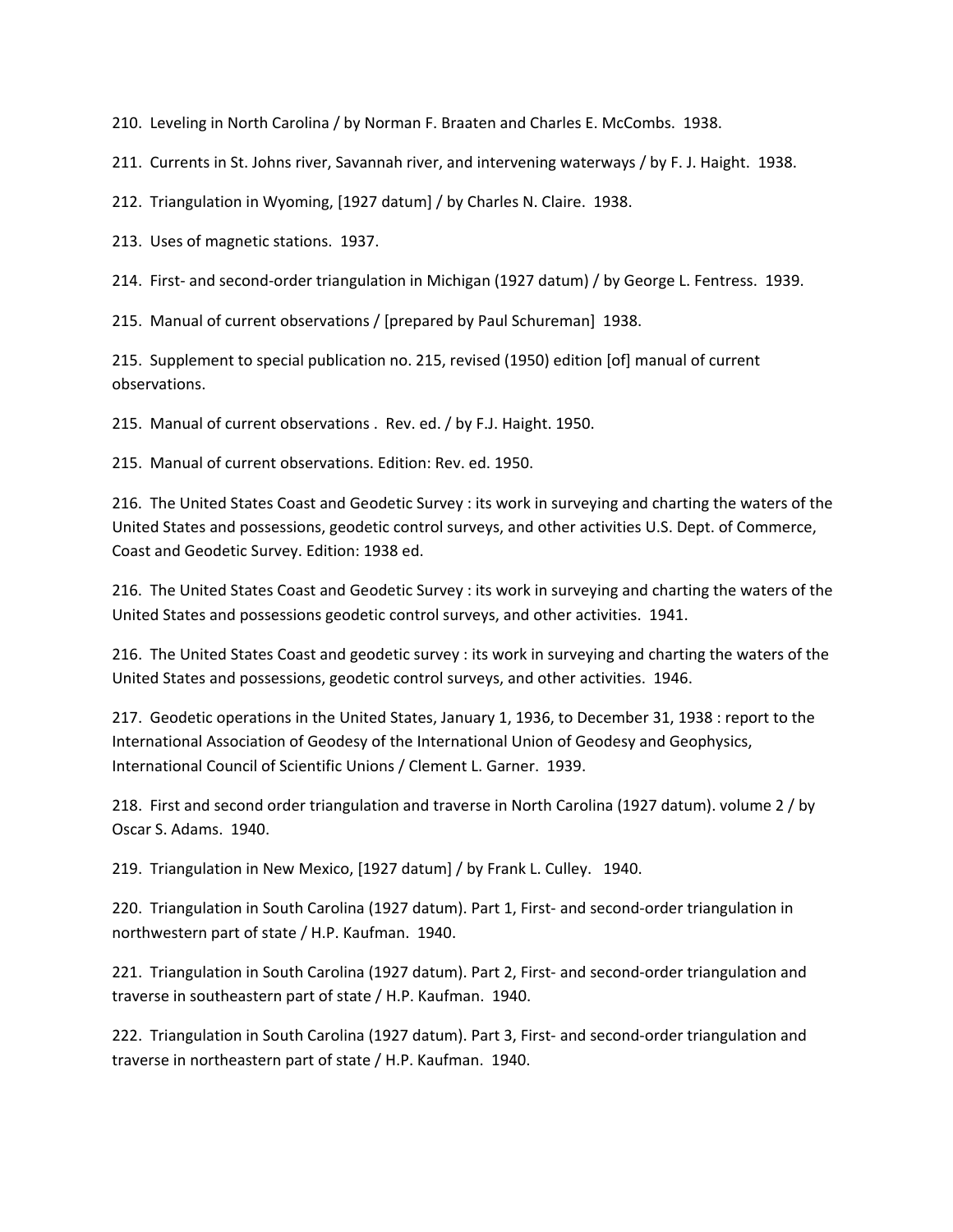210.  Leveling in North Carolina / by Norman F. Braaten and Charles E. McCombs.  1938.

211.  Currents in St. Johns river, Savannah river, and intervening waterways / by F. J. Haight.  1938.

212.  Triangulation in Wyoming, [1927 datum] / by Charles N. Claire.  1938.

213.  Uses of magnetic stations.  1937.

214.  First- and second-order triangulation in Michigan (1927 datum) / by George L. Fentress.  1939.

215.  Manual of current observations / [prepared by Paul Schureman]  1938.

215.  Supplement to special publication no. 215, revised (1950) edition [of] manual of current observations.

215.  Manual of current observations .  Rev. ed. / by F.J. Haight. 1950.

215.  Manual of current observations. Edition: Rev. ed. 1950.

216.  The United States Coast and Geodetic Survey : its work in surveying and charting the waters of the United States and possessions, geodetic control surveys, and other activities U.S. Dept. of Commerce, Coast and Geodetic Survey. Edition: 1938 ed.

216.  The United States Coast and Geodetic Survey : its work in surveying and charting the waters of the United States and possessions geodetic control surveys, and other activities.  1941.

216.  The United States Coast and geodetic survey : its work in surveying and charting the waters of the United States and possessions, geodetic control surveys, and other activities.  1946.

217.  Geodetic operations in the United States, January 1, 1936, to December 31, 1938 : report to the International Association of Geodesy of the International Union of Geodesy and Geophysics, International Council of Scientific Unions / Clement L. Garner.  1939.

218.  First and second order triangulation and traverse in North Carolina (1927 datum). volume 2 / by Oscar S. Adams.  1940.

219.  Triangulation in New Mexico, [1927 datum] / by Frank L. Culley.   1940.

220.  Triangulation in South Carolina (1927 datum). Part 1, First- and second-order triangulation in northwestern part of state / H.P. Kaufman.  1940.

221.  Triangulation in South Carolina (1927 datum). Part 2, First- and second-order triangulation and traverse in southeastern part of state / H.P. Kaufman.  1940.

222.  Triangulation in South Carolina (1927 datum). Part 3, First- and second-order triangulation and traverse in northeastern part of state / H.P. Kaufman.  1940.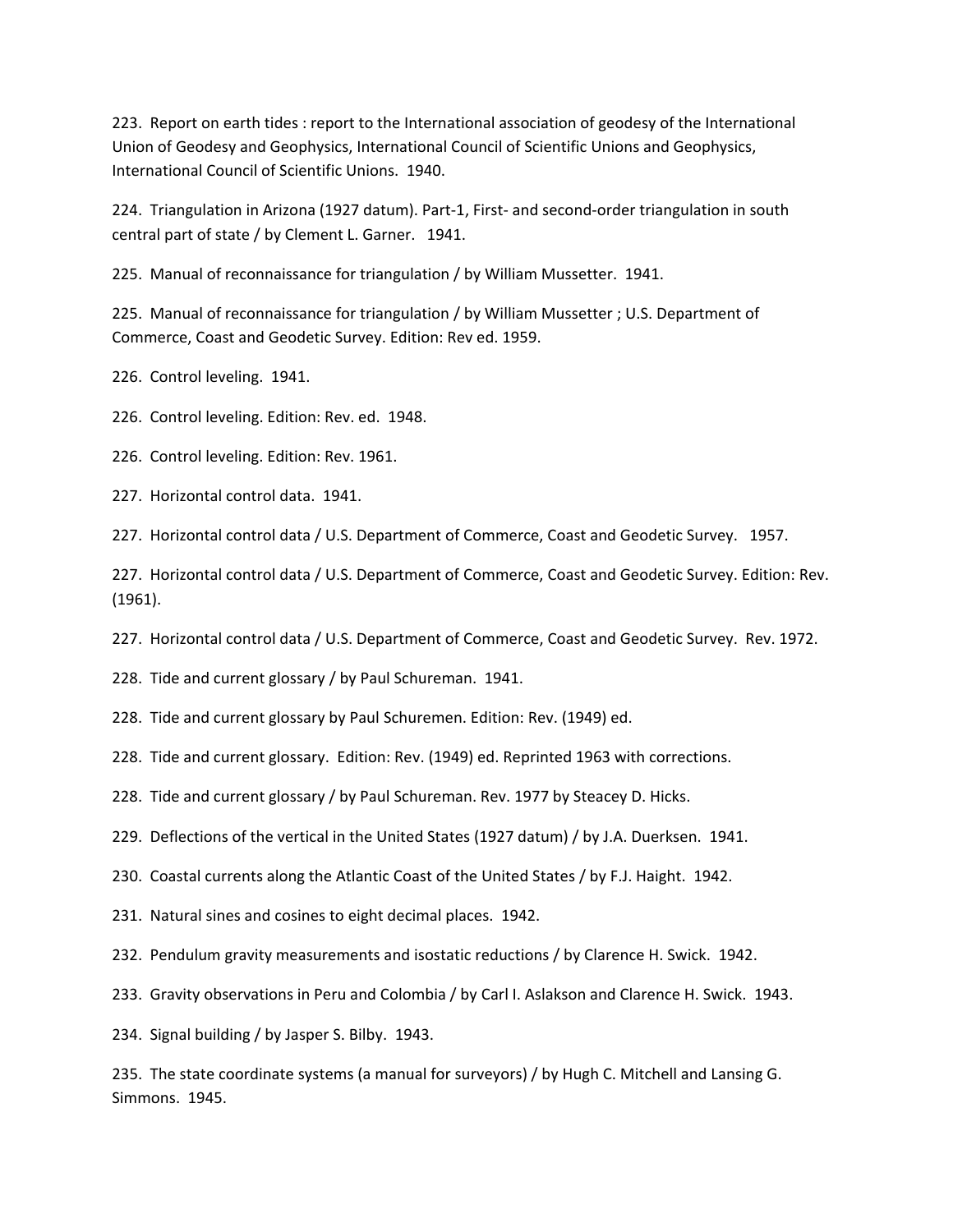223. Report on earth tides : report to the International association of geodesy of the International Union of Geodesy and Geophysics, International Council of Scientific Unions and Geophysics, International Council of Scientific Unions. 1940.

224. Triangulation in Arizona (1927 datum). Part-1, First- and second-order triangulation in south central part of state / by Clement L. Garner. 1941.

225. Manual of reconnaissance for triangulation / by William Mussetter. 1941.

225. Manual of reconnaissance for triangulation / by William Mussetter ; U.S. Department of Commerce, Coast and Geodetic Survey. Edition: Rev ed. 1959.

226. Control leveling. 1941.

226. Control leveling. Edition: Rev. ed. 1948.

226. Control leveling. Edition: Rev. 1961.

227. Horizontal control data. 1941.

227. Horizontal control data / U.S. Department of Commerce, Coast and Geodetic Survey. 1957.

227. Horizontal control data / U.S. Department of Commerce, Coast and Geodetic Survey. Edition: Rev. (1961).

227. Horizontal control data / U.S. Department of Commerce, Coast and Geodetic Survey. Rev. 1972.

228. Tide and current glossary / by Paul Schureman. 1941.

228. Tide and current glossary by Paul Schuremen. Edition: Rev. (1949) ed.

228. Tide and current glossary. Edition: Rev. (1949) ed. Reprinted 1963 with corrections.

228. Tide and current glossary / by Paul Schureman. Rev. 1977 by Steacey D. Hicks.

229. Deflections of the vertical in the United States (1927 datum) / by J.A. Duerksen. 1941.

230. Coastal currents along the Atlantic Coast of the United States / by F.J. Haight. 1942.

231. Natural sines and cosines to eight decimal places. 1942.

232. Pendulum gravity measurements and isostatic reductions / by Clarence H. Swick. 1942.

233. Gravity observations in Peru and Colombia / by Carl I. Aslakson and Clarence H. Swick. 1943.

234. Signal building / by Jasper S. Bilby. 1943.

235. The state coordinate systems (a manual for surveyors) / by Hugh C. Mitchell and Lansing G. Simmons. 1945.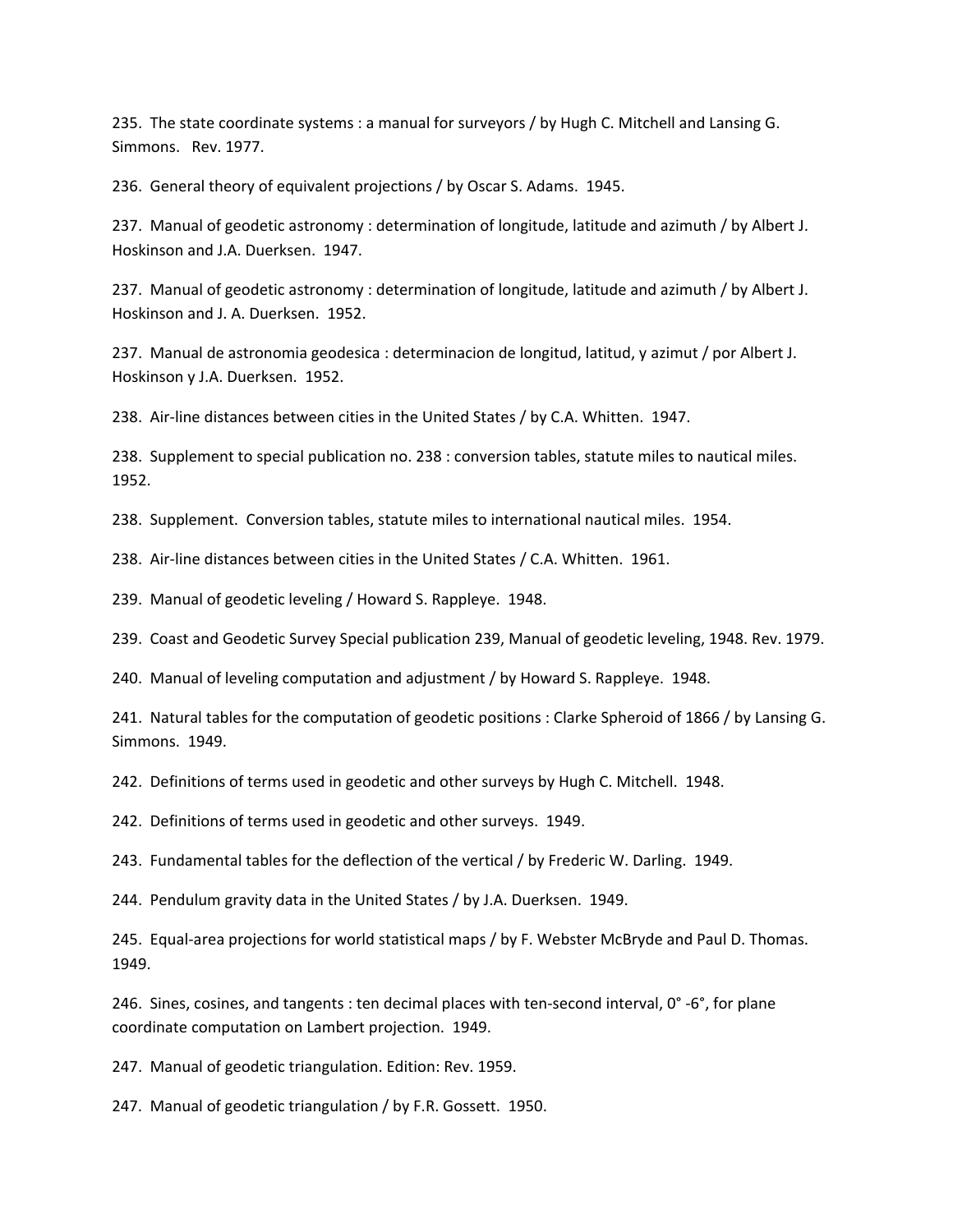235. The state coordinate systems : a manual for surveyors / by Hugh C. Mitchell and Lansing G. Simmons. Rev. 1977.

236. General theory of equivalent projections / by Oscar S. Adams. 1945.

237. Manual of geodetic astronomy : determination of longitude, latitude and azimuth / by Albert J. Hoskinson and J.A. Duerksen. 1947.

237. Manual of geodetic astronomy : determination of longitude, latitude and azimuth / by Albert J. Hoskinson and J. A. Duerksen. 1952.

237. Manual de astronomia geodesica : determinacion de longitud, latitud, y azimut / por Albert J. Hoskinson y J.A. Duerksen. 1952.

238. Air-line distances between cities in the United States / by C.A. Whitten. 1947.

238. Supplement to special publication no. 238 : conversion tables, statute miles to nautical miles. 1952.

238. Supplement. Conversion tables, statute miles to international nautical miles. 1954.

238. Air-line distances between cities in the United States / C.A. Whitten. 1961.

239. Manual of geodetic leveling / Howard S. Rappleye. 1948.

239. Coast and Geodetic Survey Special publication 239, Manual of geodetic leveling, 1948. Rev. 1979.

240. Manual of leveling computation and adjustment / by Howard S. Rappleye. 1948.

241. Natural tables for the computation of geodetic positions : Clarke Spheroid of 1866 / by Lansing G. Simmons. 1949.

242. Definitions of terms used in geodetic and other surveys by Hugh C. Mitchell. 1948.

242. Definitions of terms used in geodetic and other surveys. 1949.

243. Fundamental tables for the deflection of the vertical / by Frederic W. Darling. 1949.

244. Pendulum gravity data in the United States / by J.A. Duerksen. 1949.

245. Equal-area projections for world statistical maps / by F. Webster McBryde and Paul D. Thomas. 1949.

246. Sines, cosines, and tangents : ten decimal places with ten-second interval, 0° -6°, for plane coordinate computation on Lambert projection. 1949.

247. Manual of geodetic triangulation. Edition: Rev. 1959.

247. Manual of geodetic triangulation / by F.R. Gossett. 1950.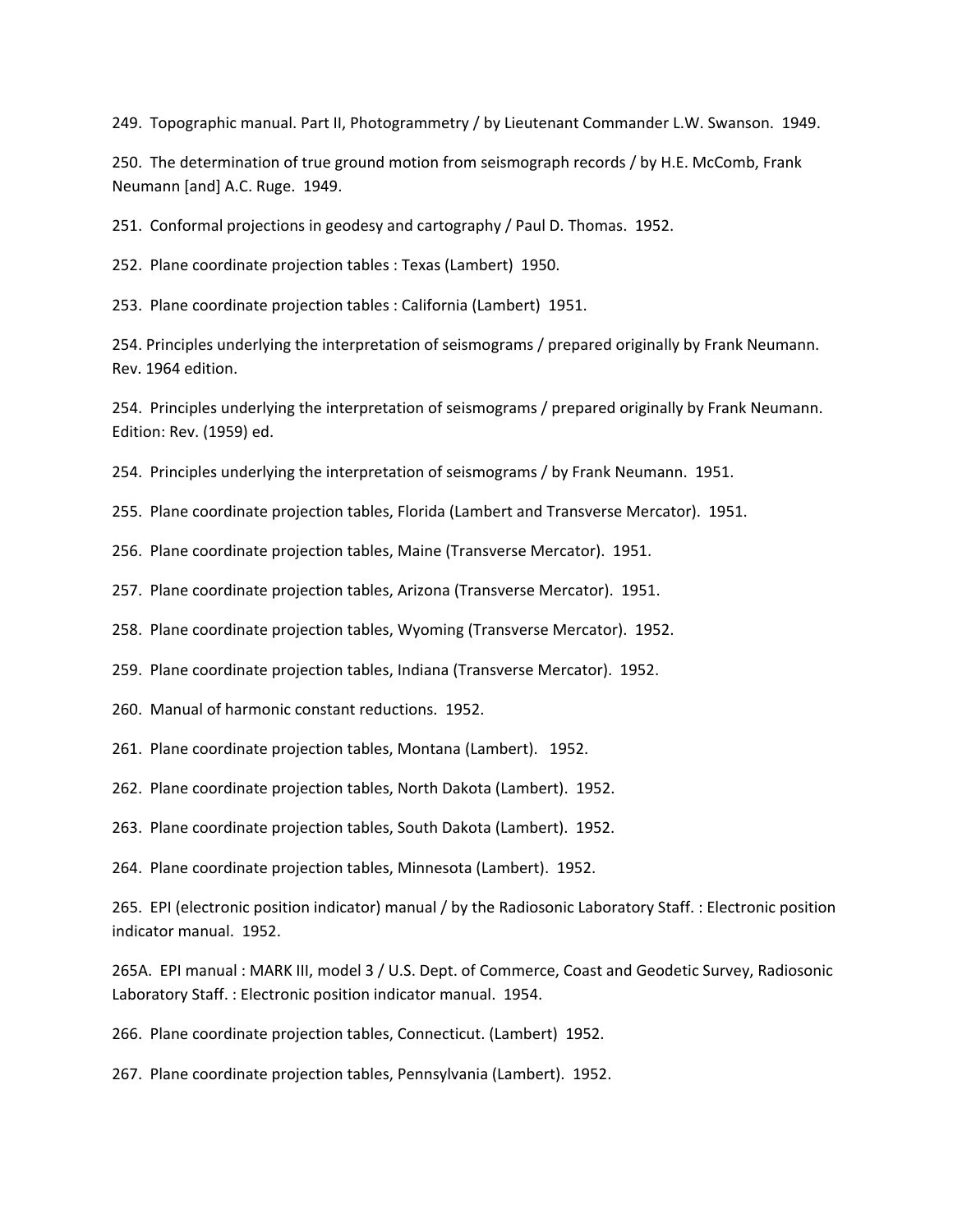249. Topographic manual. Part II, Photogrammetry / by Lieutenant Commander L.W. Swanson. 1949.

250. The determination of true ground motion from seismograph records / by H.E. McComb, Frank Neumann [and] A.C. Ruge. 1949.

251. Conformal projections in geodesy and cartography / Paul D. Thomas. 1952.

252. Plane coordinate projection tables : Texas (Lambert) 1950.

253. Plane coordinate projection tables : California (Lambert) 1951.

254. Principles underlying the interpretation of seismograms / prepared originally by Frank Neumann. Rev. 1964 edition.

254. Principles underlying the interpretation of seismograms / prepared originally by Frank Neumann. Edition: Rev. (1959) ed.

254. Principles underlying the interpretation of seismograms / by Frank Neumann. 1951.

255. Plane coordinate projection tables, Florida (Lambert and Transverse Mercator). 1951.

256. Plane coordinate projection tables, Maine (Transverse Mercator). 1951.

257. Plane coordinate projection tables, Arizona (Transverse Mercator). 1951.

258. Plane coordinate projection tables, Wyoming (Transverse Mercator). 1952.

259. Plane coordinate projection tables, Indiana (Transverse Mercator). 1952.

260. Manual of harmonic constant reductions. 1952.

261. Plane coordinate projection tables, Montana (Lambert). 1952.

262. Plane coordinate projection tables, North Dakota (Lambert). 1952.

263. Plane coordinate projection tables, South Dakota (Lambert). 1952.

264. Plane coordinate projection tables, Minnesota (Lambert). 1952.

265. EPI (electronic position indicator) manual / by the Radiosonic Laboratory Staff. : Electronic position indicator manual. 1952.

265A. EPI manual : MARK III, model 3 / U.S. Dept. of Commerce, Coast and Geodetic Survey, Radiosonic Laboratory Staff. : Electronic position indicator manual. 1954.

266. Plane coordinate projection tables, Connecticut. (Lambert) 1952.

267. Plane coordinate projection tables, Pennsylvania (Lambert). 1952.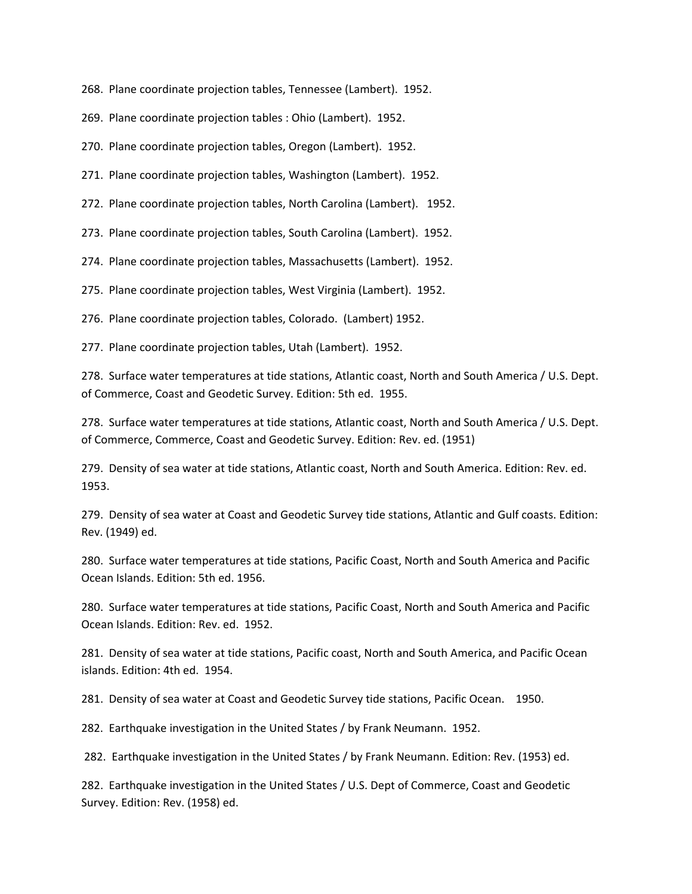268. Plane coordinate projection tables, Tennessee (Lambert). 1952.

269. Plane coordinate projection tables : Ohio (Lambert). 1952.

270. Plane coordinate projection tables, Oregon (Lambert). 1952.

271. Plane coordinate projection tables, Washington (Lambert). 1952.

272. Plane coordinate projection tables, North Carolina (Lambert). 1952.

273. Plane coordinate projection tables, South Carolina (Lambert). 1952.

274. Plane coordinate projection tables, Massachusetts (Lambert). 1952.

275. Plane coordinate projection tables, West Virginia (Lambert). 1952.

276. Plane coordinate projection tables, Colorado. (Lambert) 1952.

277. Plane coordinate projection tables, Utah (Lambert). 1952.

278. Surface water temperatures at tide stations, Atlantic coast, North and South America / U.S. Dept. of Commerce, Coast and Geodetic Survey. Edition: 5th ed. 1955.

278. Surface water temperatures at tide stations, Atlantic coast, North and South America / U.S. Dept. of Commerce, Commerce, Coast and Geodetic Survey. Edition: Rev. ed. (1951)

279. Density of sea water at tide stations, Atlantic coast, North and South America. Edition: Rev. ed. 1953.

279. Density of sea water at Coast and Geodetic Survey tide stations, Atlantic and Gulf coasts. Edition: Rev. (1949) ed.

280. Surface water temperatures at tide stations, Pacific Coast, North and South America and Pacific Ocean Islands. Edition: 5th ed. 1956.

280. Surface water temperatures at tide stations, Pacific Coast, North and South America and Pacific Ocean Islands. Edition: Rev. ed. 1952.

281. Density of sea water at tide stations, Pacific coast, North and South America, and Pacific Ocean islands. Edition: 4th ed. 1954.

281. Density of sea water at Coast and Geodetic Survey tide stations, Pacific Ocean. 1950.

282. Earthquake investigation in the United States / by Frank Neumann. 1952.

282. Earthquake investigation in the United States / by Frank Neumann. Edition: Rev. (1953) ed.

282. Earthquake investigation in the United States / U.S. Dept of Commerce, Coast and Geodetic Survey. Edition: Rev. (1958) ed.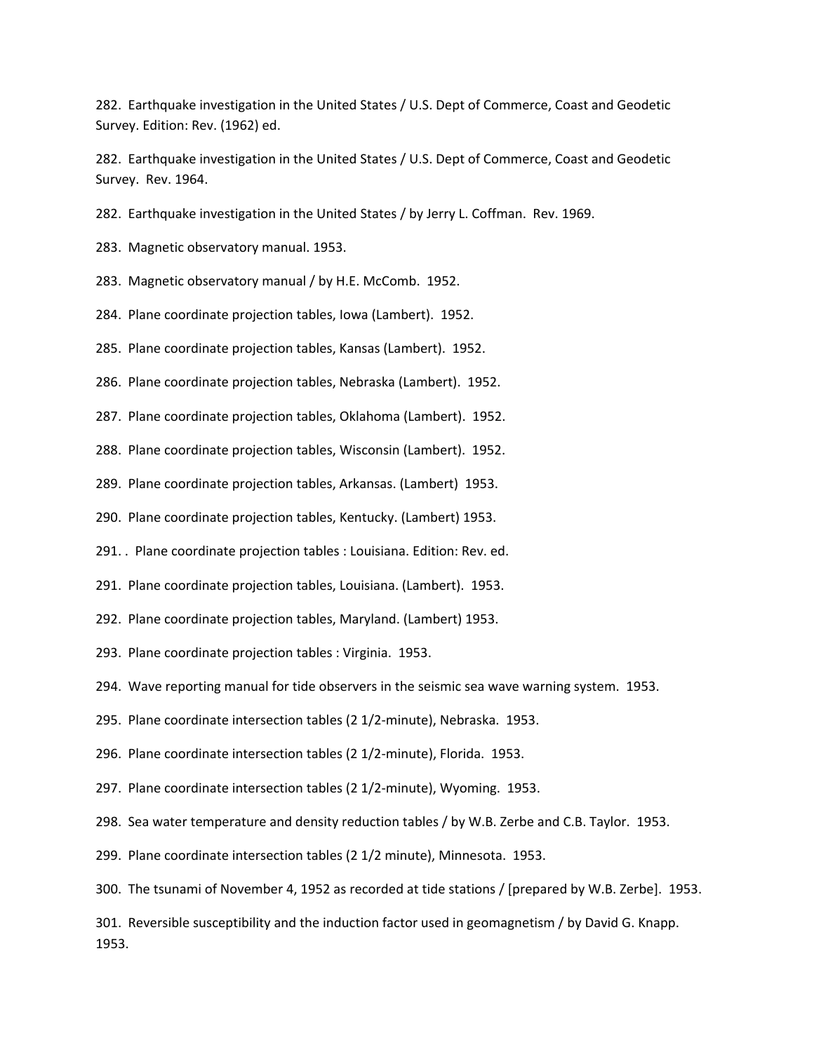282. Earthquake investigation in the United States / U.S. Dept of Commerce, Coast and Geodetic Survey. Edition: Rev. (1962) ed.

282. Earthquake investigation in the United States / U.S. Dept of Commerce, Coast and Geodetic Survey. Rev. 1964.

282. Earthquake investigation in the United States / by Jerry L. Coffman. Rev. 1969.

283. Magnetic observatory manual. 1953.

283. Magnetic observatory manual / by H.E. McComb. 1952.

284. Plane coordinate projection tables, Iowa (Lambert). 1952.

285. Plane coordinate projection tables, Kansas (Lambert). 1952.

286. Plane coordinate projection tables, Nebraska (Lambert). 1952.

287. Plane coordinate projection tables, Oklahoma (Lambert). 1952.

288. Plane coordinate projection tables, Wisconsin (Lambert). 1952.

289. Plane coordinate projection tables, Arkansas. (Lambert) 1953.

290. Plane coordinate projection tables, Kentucky. (Lambert) 1953.

291. . Plane coordinate projection tables : Louisiana. Edition: Rev. ed.

291. Plane coordinate projection tables, Louisiana. (Lambert). 1953.

292. Plane coordinate projection tables, Maryland. (Lambert) 1953.

293. Plane coordinate projection tables : Virginia. 1953.

294. Wave reporting manual for tide observers in the seismic sea wave warning system. 1953.

295. Plane coordinate intersection tables (2 1/2-minute), Nebraska. 1953.

296. Plane coordinate intersection tables (2 1/2-minute), Florida. 1953.

297. Plane coordinate intersection tables (2 1/2-minute), Wyoming. 1953.

298. Sea water temperature and density reduction tables / by W.B. Zerbe and C.B. Taylor. 1953.

299. Plane coordinate intersection tables (2 1/2 minute), Minnesota. 1953.

300. The tsunami of November 4, 1952 as recorded at tide stations / [prepared by W.B. Zerbe]. 1953.

301. Reversible susceptibility and the induction factor used in geomagnetism / by David G. Knapp. 1953.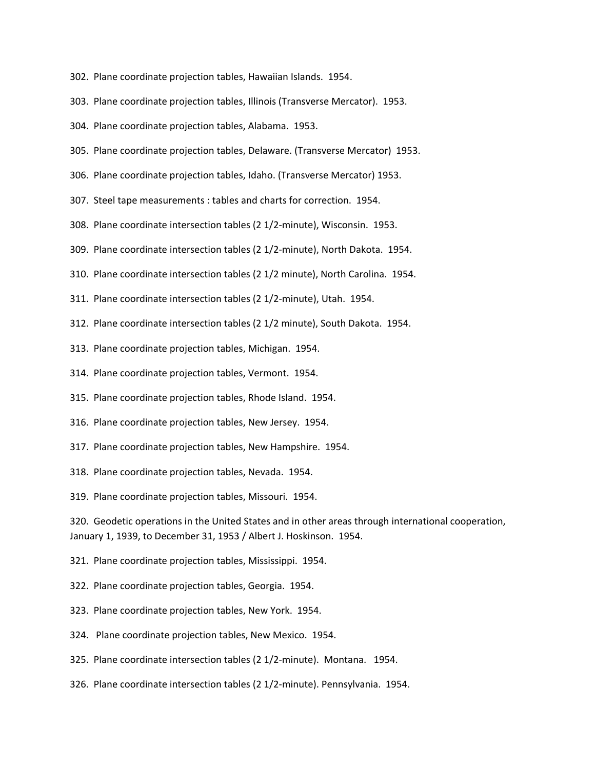302. Plane coordinate projection tables, Hawaiian Islands. 1954.

303. Plane coordinate projection tables, Illinois (Transverse Mercator). 1953.

304. Plane coordinate projection tables, Alabama. 1953.

305. Plane coordinate projection tables, Delaware. (Transverse Mercator) 1953.

306. Plane coordinate projection tables, Idaho. (Transverse Mercator) 1953.

307. Steel tape measurements : tables and charts for correction. 1954.

308. Plane coordinate intersection tables (2 1/2-minute), Wisconsin. 1953.

309. Plane coordinate intersection tables (2 1/2-minute), North Dakota. 1954.

310. Plane coordinate intersection tables (2 1/2 minute), North Carolina. 1954.

311. Plane coordinate intersection tables (2 1/2-minute), Utah. 1954.

312. Plane coordinate intersection tables (2 1/2 minute), South Dakota. 1954.

313. Plane coordinate projection tables, Michigan. 1954.

314. Plane coordinate projection tables, Vermont. 1954.

315. Plane coordinate projection tables, Rhode Island. 1954.

316. Plane coordinate projection tables, New Jersey. 1954.

317. Plane coordinate projection tables, New Hampshire. 1954.

318. Plane coordinate projection tables, Nevada. 1954.

319. Plane coordinate projection tables, Missouri. 1954.

320. Geodetic operations in the United States and in other areas through international cooperation, January 1, 1939, to December 31, 1953 / Albert J. Hoskinson. 1954.

321. Plane coordinate projection tables, Mississippi. 1954.

322. Plane coordinate projection tables, Georgia. 1954.

323. Plane coordinate projection tables, New York. 1954.

324. Plane coordinate projection tables, New Mexico. 1954.

325. Plane coordinate intersection tables (2 1/2-minute). Montana. 1954.

326. Plane coordinate intersection tables (2 1/2-minute). Pennsylvania. 1954.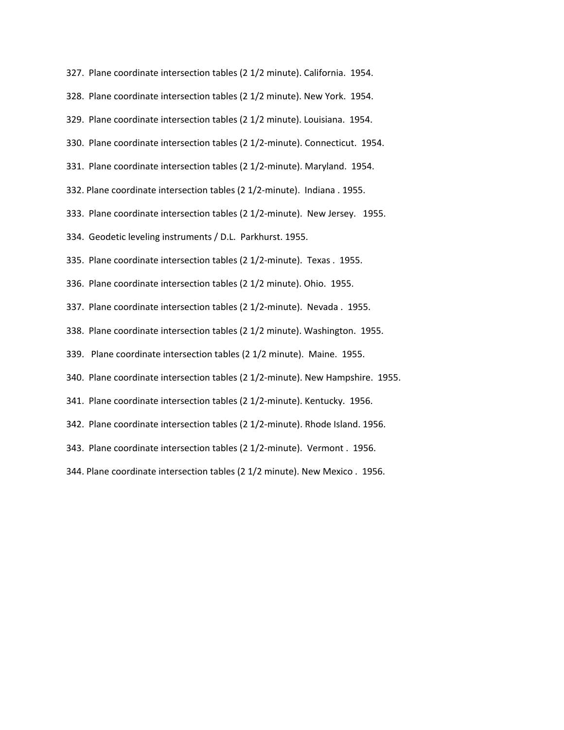327. Plane coordinate intersection tables (2 1/2 minute). California. 1954.

328. Plane coordinate intersection tables (2 1/2 minute). New York. 1954.

329. Plane coordinate intersection tables (2 1/2 minute). Louisiana. 1954.

330. Plane coordinate intersection tables (2 1/2-minute). Connecticut. 1954.

331. Plane coordinate intersection tables (2 1/2-minute). Maryland. 1954.

332. Plane coordinate intersection tables (2 1/2-minute). Indiana . 1955.

333. Plane coordinate intersection tables (2 1/2-minute). New Jersey. 1955.

334. Geodetic leveling instruments / D.L. Parkhurst. 1955.

335. Plane coordinate intersection tables (2 1/2-minute). Texas . 1955.

336. Plane coordinate intersection tables (2 1/2 minute). Ohio. 1955.

337. Plane coordinate intersection tables (2 1/2-minute). Nevada . 1955.

338. Plane coordinate intersection tables (2 1/2 minute). Washington. 1955.

339. Plane coordinate intersection tables (2 1/2 minute). Maine. 1955.

340. Plane coordinate intersection tables (2 1/2-minute). New Hampshire. 1955.

341. Plane coordinate intersection tables (2 1/2-minute). Kentucky. 1956.

342. Plane coordinate intersection tables (2 1/2-minute). Rhode Island. 1956.

343. Plane coordinate intersection tables (2 1/2-minute). Vermont . 1956.

344. Plane coordinate intersection tables (2 1/2 minute). New Mexico . 1956.